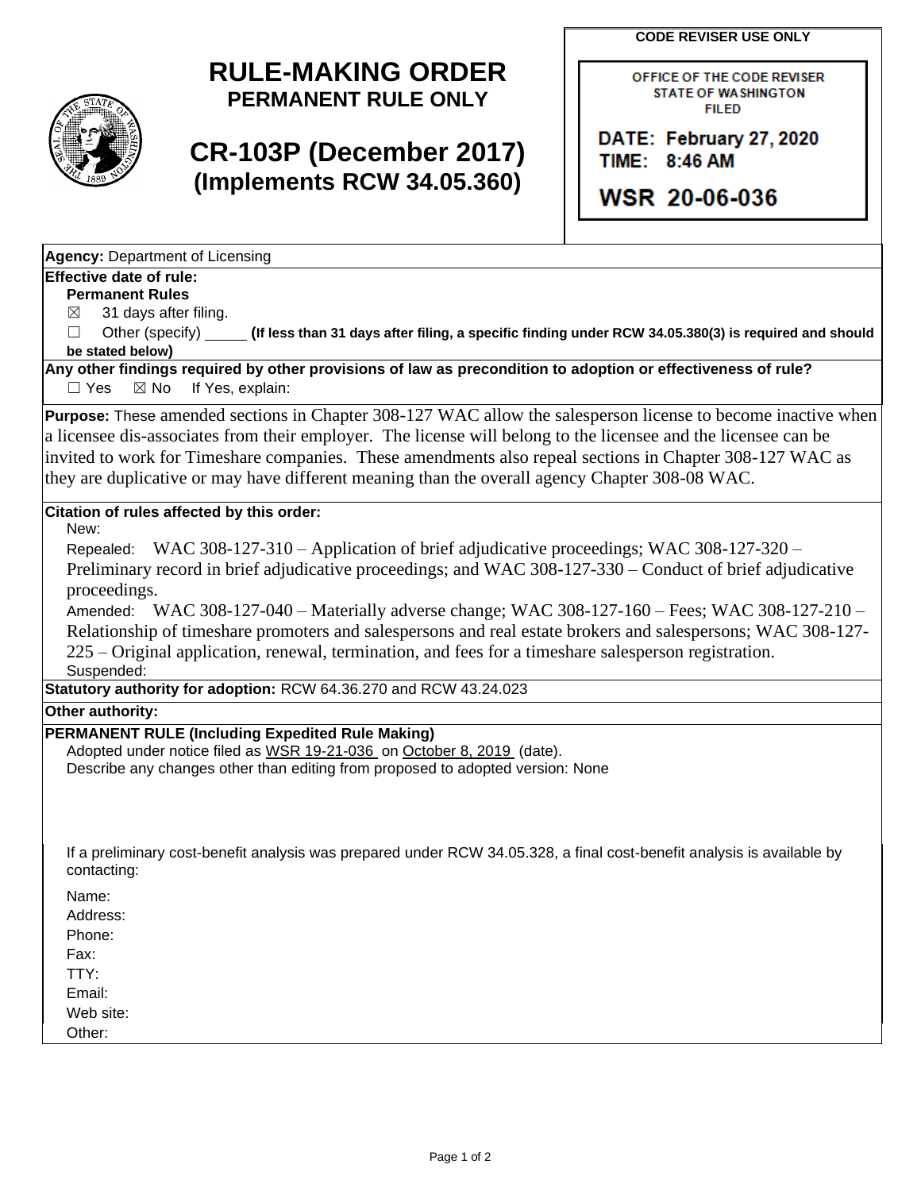# RULE-MAKING ORDER
**PERMANENT RULE ONLY**

# CR-103P (December 2017)
**(Implements RCW 34.05.360)**

**CODE REVISER USE ONLY**

OFFICE OF THE CODE REVISER
STATE OF WASHINGTON
FILED

DATE: February 27, 2020
TIME: 8:46 AM

WSR 20-06-036

**Agency:** Department of Licensing

**Effective date of rule:**

**Permanent Rules**

☒ 31 days after filing.

☐ Other (specify) _____ **(If less than 31 days after filing, a specific finding under RCW 34.05.380(3) is required and should be stated below)**

**Any other findings required by other provisions of law as precondition to adoption or effectiveness of rule?**

☐ Yes ☒ No If Yes, explain:

**Purpose:** These amended sections in Chapter 308-127 WAC allow the salesperson license to become inactive when a licensee dis-associates from their employer. The license will belong to the licensee and the licensee can be invited to work for Timeshare companies. These amendments also repeal sections in Chapter 308-127 WAC as they are duplicative or may have different meaning than the overall agency Chapter 308-08 WAC.

**Citation of rules affected by this order:**

New:

Repealed: WAC 308-127-310 – Application of brief adjudicative proceedings; WAC 308-127-320 – Preliminary record in brief adjudicative proceedings; and WAC 308-127-330 – Conduct of brief adjudicative proceedings.

Amended: WAC 308-127-040 – Materially adverse change; WAC 308-127-160 – Fees; WAC 308-127-210 – Relationship of timeshare promoters and salespersons and real estate brokers and salespersons; WAC 308-127-225 – Original application, renewal, termination, and fees for a timeshare salesperson registration.

Suspended:

**Statutory authority for adoption:** RCW 64.36.270 and RCW 43.24.023

**Other authority:**

**PERMANENT RULE (Including Expedited Rule Making)**

Adopted under notice filed as WSR 19-21-036 on October 8, 2019 (date).

Describe any changes other than editing from proposed to adopted version: None

If a preliminary cost-benefit analysis was prepared under RCW 34.05.328, a final cost-benefit analysis is available by contacting:

Name:
Address:
Phone:
Fax:
TTY:
Email:
Web site:
Other: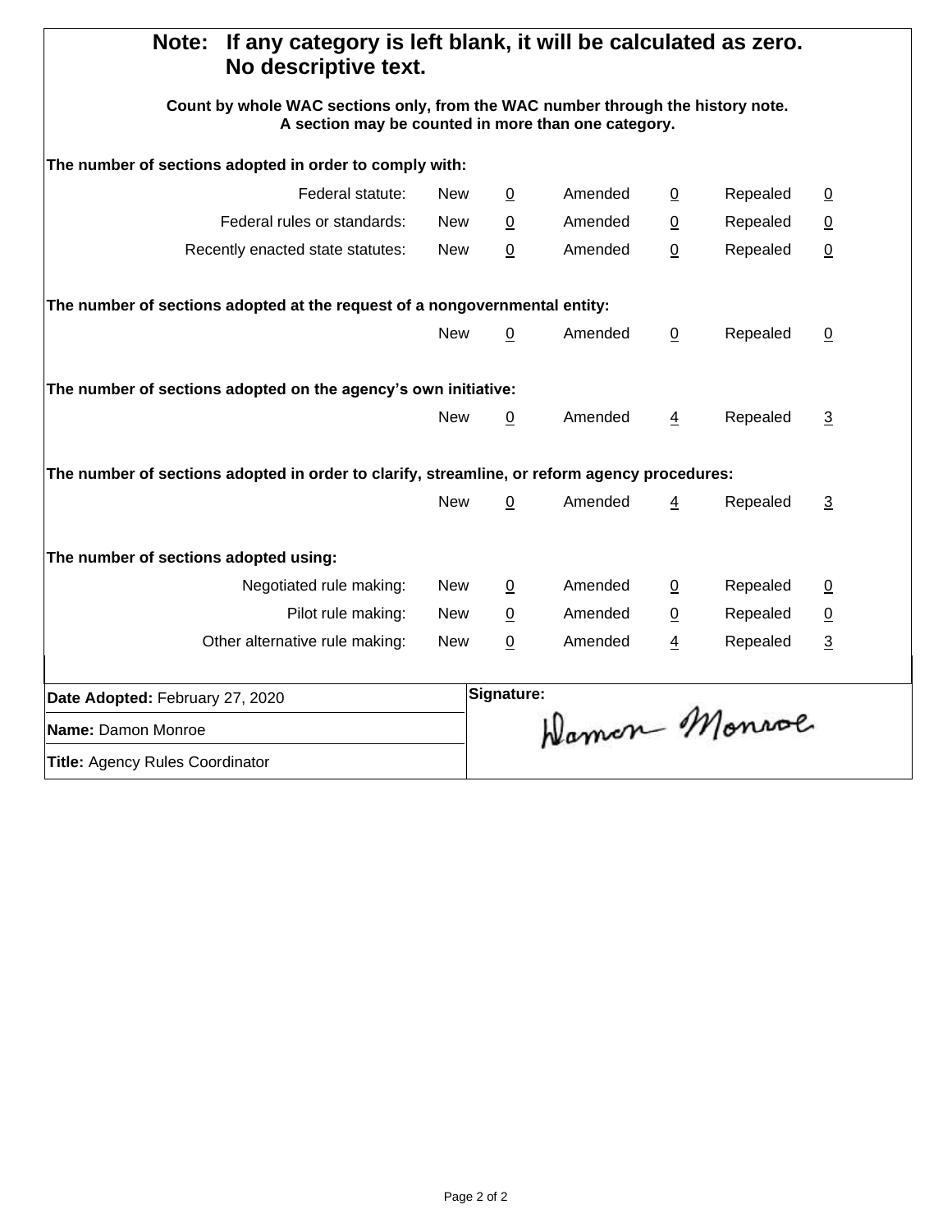**Note: If any category is left blank, it will be calculated as zero. No descriptive text.**

**Count by whole WAC sections only, from the WAC number through the history note. A section may be counted in more than one category.**

**The number of sections adopted in order to comply with:**

| | | | | | | |
|---|---|---|---|---|---|---|
| Federal statute: | New | 0 | Amended | 0 | Repealed | 0 |
| Federal rules or standards: | New | 0 | Amended | 0 | Repealed | 0 |
| Recently enacted state statutes: | New | 0 | Amended | 0 | Repealed | 0 |

**The number of sections adopted at the request of a nongovernmental entity:**

| | | | | | |
|---|---|---|---|---|---|
| New | 0 | Amended | 0 | Repealed | 0 |

**The number of sections adopted on the agency's own initiative:**

| | | | | | |
|---|---|---|---|---|---|
| New | 0 | Amended | 4 | Repealed | 3 |

**The number of sections adopted in order to clarify, streamline, or reform agency procedures:**

| | | | | | |
|---|---|---|---|---|---|
| New | 0 | Amended | 4 | Repealed | 3 |

**The number of sections adopted using:**

| | | | | | | |
|---|---|---|---|---|---|---|
| Negotiated rule making: | New | 0 | Amended | 0 | Repealed | 0 |
| Pilot rule making: | New | 0 | Amended | 0 | Repealed | 0 |
| Other alternative rule making: | New | 0 | Amended | 4 | Repealed | 3 |

**Date Adopted:** February 27, 2020

**Name:** Damon Monroe

**Title:** Agency Rules Coordinator

**Signature:** Damon Monroe